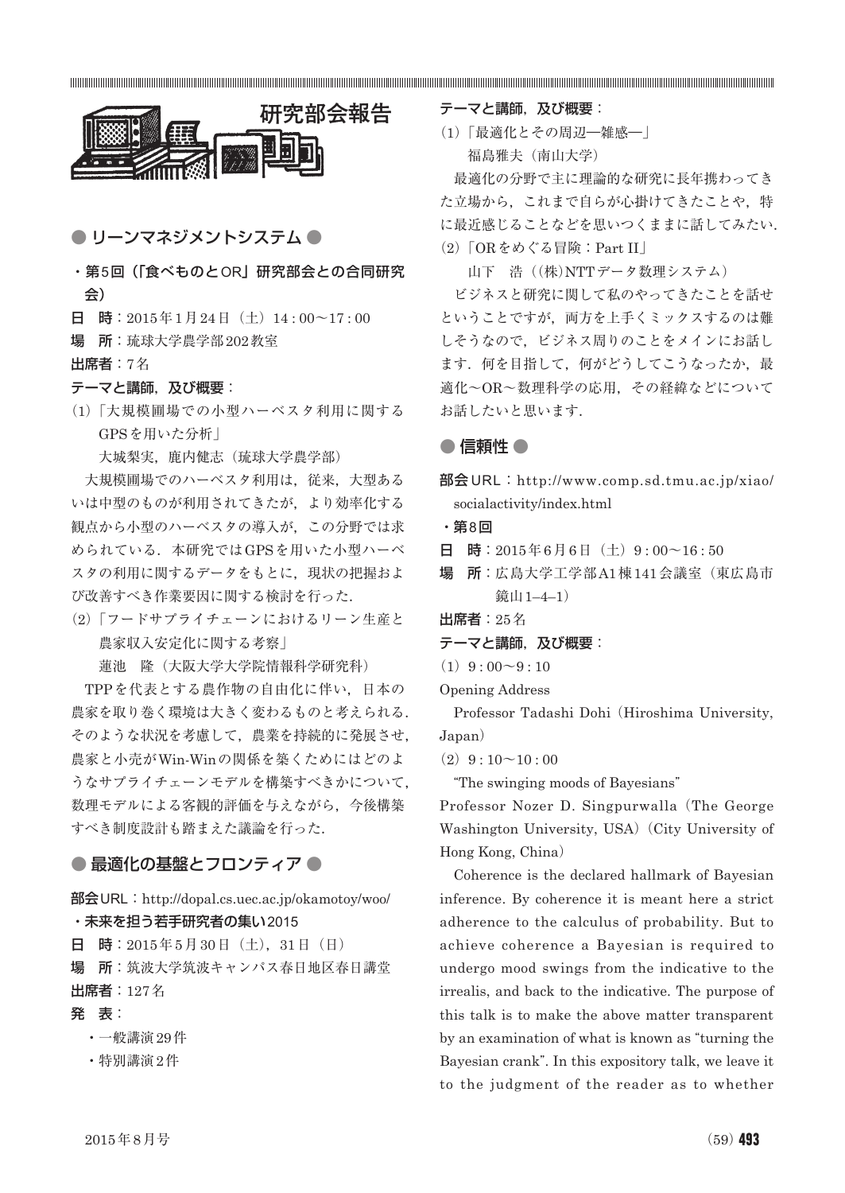# 研究部会報告

## ● リーンマネジメントシステム ●

**・第5回（「食べものとOR」研究部会との合同研究会）**

**日　時**：2015年1月24日（土）14 : 00～17 : 00

**場　所**：琉球大学農学部202教室

**出席者**：7名

**テーマと講師，及び概要**：

(1)「大規模圃場での小型ハーベスタ利用に関するGPSを用いた分析」

大城梨実，鹿内健志（琉球大学農学部）

大規模圃場でのハーベスタ利用は，従来，大型あるいは中型のものが利用されてきたが，より効率化する観点から小型のハーベスタの導入が，この分野では求められている．本研究ではGPSを用いた小型ハーベスタの利用に関するデータをもとに，現状の把握および改善すべき作業要因に関する検討を行った．

(2)「フードサプライチェーンにおけるリーン生産と農家収入安定化に関する考察」

蓮池　隆（大阪大学大学院情報科学研究科）

TPPを代表とする農作物の自由化に伴い，日本の農家を取り巻く環境は大きく変わるものと考えられる．そのような状況を考慮して，農業を持続的に発展させ，農家と小売がWin-Winの関係を築くためにはどのようなサプライチェーンモデルを構築すべきかについて，数理モデルによる客観的評価を与えながら，今後構築すべき制度設計も踏まえた議論を行った．

## ● 最適化の基盤とフロンティア ●

**部会URL**：http://dopal.cs.uec.ac.jp/okamotoy/woo/

**・未来を担う若手研究者の集い2015**

**日　時**：2015年5月30日（土），31日（日）

**場　所**：筑波大学筑波キャンパス春日地区春日講堂

**出席者**：127名

**発　表**：

- 一般講演29件
- 特別講演2件

**テーマと講師，及び概要**：

(1)「最適化とその周辺―雑感―」

福島雅夫（南山大学）

最適化の分野で主に理論的な研究に長年携わってきた立場から，これまで自らが心掛けてきたことや，特に最近感じることなどを思いつくままに話してみたい．

(2)「ORをめぐる冒険：Part II」

山下　浩（(株)NTTデータ数理システム）

ビジネスと研究に関して私のやってきたことを話せということですが，両方を上手くミックスするのは難しそうなので，ビジネス周りのことをメインにお話します．何を目指して，何がどうしてこうなったか，最適化～OR～数理科学の応用，その経緯などについてお話したいと思います．

## ● 信頼性 ●

**部会URL**：http://www.comp.sd.tmu.ac.jp/xiao/socialactivity/index.html

**・第8回**

**日　時**：2015年6月6日（土）9 : 00～16 : 50

**場　所**：広島大学工学部A1棟141会議室（東広島市鏡山1–4–1）

**出席者**：25名

**テーマと講師，及び概要**：

(1) 9 : 00～9 : 10

Opening Address

Professor Tadashi Dohi (Hiroshima University, Japan)

(2) 9 : 10～10 : 00

"The swinging moods of Bayesians"

Professor Nozer D. Singpurwalla (The George Washington University, USA) (City University of Hong Kong, China)

Coherence is the declared hallmark of Bayesian inference. By coherence it is meant here a strict adherence to the calculus of probability. But to achieve coherence a Bayesian is required to undergo mood swings from the indicative to the irrealis, and back to the indicative. The purpose of this talk is to make the above matter transparent by an examination of what is known as "turning the Bayesian crank". In this expository talk, we leave it to the judgment of the reader as to whether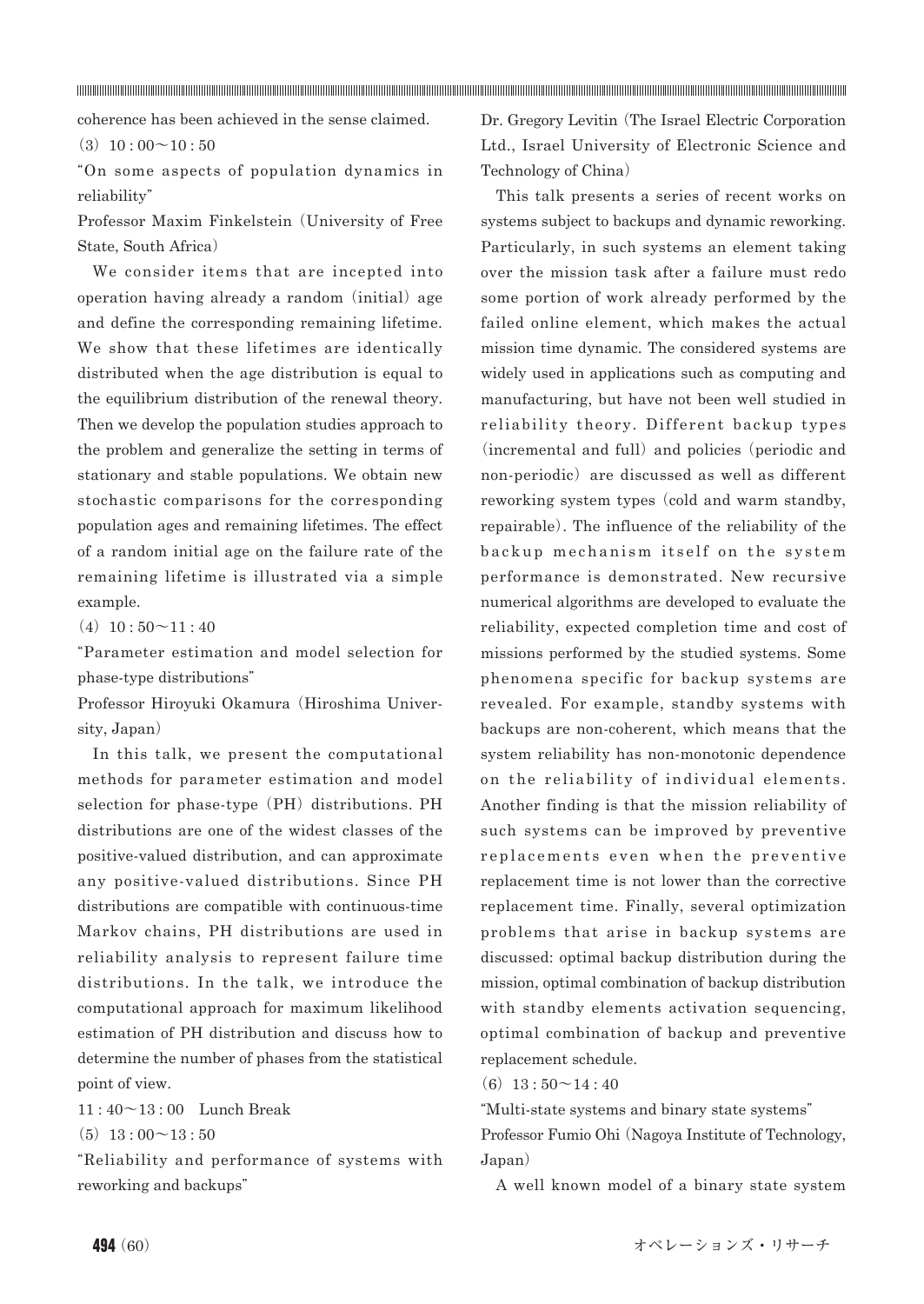coherence has been achieved in the sense claimed.

(3) 10 : 00～10 : 50

"On some aspects of population dynamics in reliability"

Professor Maxim Finkelstein (University of Free State, South Africa)

We consider items that are incepted into operation having already a random (initial) age and define the corresponding remaining lifetime. We show that these lifetimes are identically distributed when the age distribution is equal to the equilibrium distribution of the renewal theory. Then we develop the population studies approach to the problem and generalize the setting in terms of stationary and stable populations. We obtain new stochastic comparisons for the corresponding population ages and remaining lifetimes. The effect of a random initial age on the failure rate of the remaining lifetime is illustrated via a simple example.

(4) 10 : 50～11 : 40

"Parameter estimation and model selection for phase-type distributions"

Professor Hiroyuki Okamura (Hiroshima University, Japan)

In this talk, we present the computational methods for parameter estimation and model selection for phase-type (PH) distributions. PH distributions are one of the widest classes of the positive-valued distribution, and can approximate any positive-valued distributions. Since PH distributions are compatible with continuous-time Markov chains, PH distributions are used in reliability analysis to represent failure time distributions. In the talk, we introduce the computational approach for maximum likelihood estimation of PH distribution and discuss how to determine the number of phases from the statistical point of view.

11 : 40～13 : 00 Lunch Break

(5) 13 : 00～13 : 50

"Reliability and performance of systems with reworking and backups"

Dr. Gregory Levitin (The Israel Electric Corporation Ltd., Israel University of Electronic Science and Technology of China)

This talk presents a series of recent works on systems subject to backups and dynamic reworking. Particularly, in such systems an element taking over the mission task after a failure must redo some portion of work already performed by the failed online element, which makes the actual mission time dynamic. The considered systems are widely used in applications such as computing and manufacturing, but have not been well studied in reliability theory. Different backup types (incremental and full) and policies (periodic and non-periodic) are discussed as well as different reworking system types (cold and warm standby, repairable). The influence of the reliability of the backup mechanism itself on the system performance is demonstrated. New recursive numerical algorithms are developed to evaluate the reliability, expected completion time and cost of missions performed by the studied systems. Some phenomena specific for backup systems are revealed. For example, standby systems with backups are non-coherent, which means that the system reliability has non-monotonic dependence on the reliability of individual elements. Another finding is that the mission reliability of such systems can be improved by preventive replacements even when the preventive replacement time is not lower than the corrective replacement time. Finally, several optimization problems that arise in backup systems are discussed: optimal backup distribution during the mission, optimal combination of backup distribution with standby elements activation sequencing, optimal combination of backup and preventive replacement schedule.

(6) 13 : 50～14 : 40

"Multi-state systems and binary state systems"

Professor Fumio Ohi (Nagoya Institute of Technology, Japan)

A well known model of a binary state system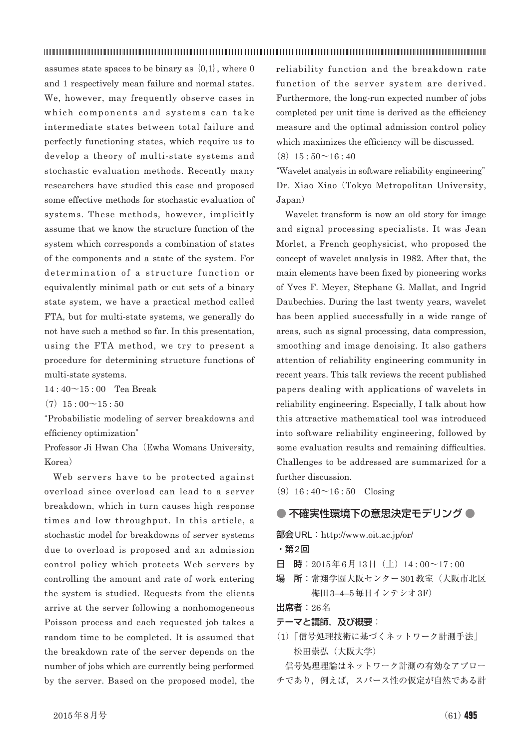assumes state spaces to be binary as {0,1}, where 0 and 1 respectively mean failure and normal states. We, however, may frequently observe cases in which components and systems can take intermediate states between total failure and perfectly functioning states, which require us to develop a theory of multi-state systems and stochastic evaluation methods. Recently many researchers have studied this case and proposed some effective methods for stochastic evaluation of systems. These methods, however, implicitly assume that we know the structure function of the system which corresponds a combination of states of the components and a state of the system. For determination of a structure function or equivalently minimal path or cut sets of a binary state system, we have a practical method called FTA, but for multi-state systems, we generally do not have such a method so far. In this presentation, using the FTA method, we try to present a procedure for determining structure functions of multi-state systems.

14 : 40～15 : 00　Tea Break

(7) 15 : 00～15 : 50

"Probabilistic modeling of server breakdowns and efficiency optimization"

Professor Ji Hwan Cha (Ewha Womans University, Korea)

Web servers have to be protected against overload since overload can lead to a server breakdown, which in turn causes high response times and low throughput. In this article, a stochastic model for breakdowns of server systems due to overload is proposed and an admission control policy which protects Web servers by controlling the amount and rate of work entering the system is studied. Requests from the clients arrive at the server following a nonhomogeneous Poisson process and each requested job takes a random time to be completed. It is assumed that the breakdown rate of the server depends on the number of jobs which are currently being performed by the server. Based on the proposed model, the reliability function and the breakdown rate function of the server system are derived. Furthermore, the long-run expected number of jobs completed per unit time is derived as the efficiency measure and the optimal admission control policy which maximizes the efficiency will be discussed.

(8) 15 : 50～16 : 40

"Wavelet analysis in software reliability engineering"

Dr. Xiao Xiao (Tokyo Metropolitan University, Japan)

Wavelet transform is now an old story for image and signal processing specialists. It was Jean Morlet, a French geophysicist, who proposed the concept of wavelet analysis in 1982. After that, the main elements have been fixed by pioneering works of Yves F. Meyer, Stephane G. Mallat, and Ingrid Daubechies. During the last twenty years, wavelet has been applied successfully in a wide range of areas, such as signal processing, data compression, smoothing and image denoising. It also gathers attention of reliability engineering community in recent years. This talk reviews the recent published papers dealing with applications of wavelets in reliability engineering. Especially, I talk about how this attractive mathematical tool was introduced into software reliability engineering, followed by some evaluation results and remaining difficulties. Challenges to be addressed are summarized for a further discussion.

(9) 16 : 40～16 : 50　Closing

## ● 不確実性環境下の意思決定モデリング ●

**部会URL**：http://www.oit.ac.jp/or/

**・第2回**

**日　時**：2015年6月13日（土）14 : 00～17 : 00

**場　所**：常翔学園大阪センター301教室（大阪市北区梅田3–4–5毎日インテシオ3F）

**出席者**：26名

**テーマと講師，及び概要**：

(1)「信号処理技術に基づくネットワーク計測手法」
松田崇弘（大阪大学）

信号処理理論はネットワーク計測の有効なアプローチであり，例えば，スパース性の仮定が自然である計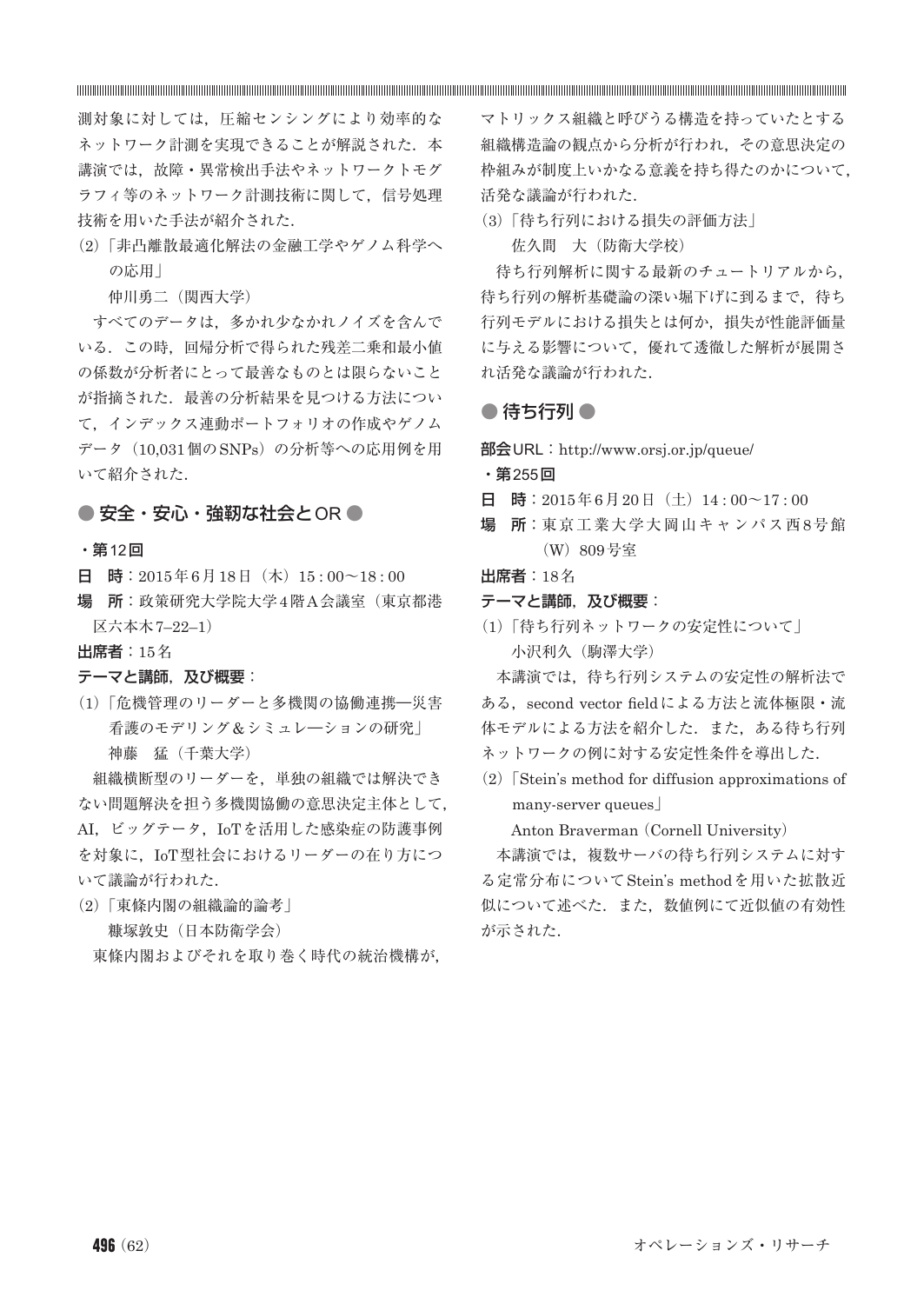測対象に対しては，圧縮センシングにより効率的なネットワーク計測を実現できることが解説された．本講演では，故障・異常検出手法やネットワークトモグラフィ等のネットワーク計測技術に関して，信号処理技術を用いた手法が紹介された．

(2)「非凸離散最適化解法の金融工学やゲノム科学への応用」

仲川勇二（関西大学）

すべてのデータは，多かれ少なかれノイズを含んでいる．この時，回帰分析で得られた残差二乗和最小値の係数が分析者にとって最善なものとは限らないことが指摘された．最善の分析結果を見つける方法について，インデックス連動ポートフォリオの作成やゲノムデータ（10,031個のSNPs）の分析等への応用例を用いて紹介された．

## ● 安全・安心・強靭な社会とOR ●

**・第12回**

**日　時**：2015年6月18日（木）15 : 00～18 : 00

**場　所**：政策研究大学院大学4階A会議室（東京都港区六本木7–22–1）

**出席者**：15名

**テーマと講師，及び概要**：

(1)「危機管理のリーダーと多機関の協働連携―災害看護のモデリング＆シミュレ―ションの研究」

神藤　猛（千葉大学）

組織横断型のリーダーを，単独の組織では解決できない問題解決を担う多機関協働の意思決定主体として，AI，ビッグデータ，IoTを活用した感染症の防護事例を対象に，IoT型社会におけるリーダーの在り方について議論が行われた．

(2)「東條内閣の組織論的論考」

糠塚敦史（日本防衛学会）

東條内閣およびそれを取り巻く時代の統治機構が，マトリックス組織と呼びうる構造を持っていたとする組織構造論の観点から分析が行われ，その意思決定の枠組みが制度上いかなる意義を持ち得たのかについて，活発な議論が行われた．

(3)「待ち行列における損失の評価方法」

佐久間　大（防衛大学校）

待ち行列解析に関する最新のチュートリアルから，待ち行列の解析基礎論の深い堀下げに到るまで，待ち行列モデルにおける損失とは何か，損失が性能評価量に与える影響について，優れて透徹した解析が展開され活発な議論が行われた．

## ● 待ち行列 ●

**部会URL**：http://www.orsj.or.jp/queue/

**・第255回**

**日　時**：2015年6月20日（土）14 : 00～17 : 00

**場　所**：東京工業大学大岡山キャンパス西8号館（W）809号室

**出席者**：18名

**テーマと講師，及び概要**：

(1)「待ち行列ネットワークの安定性について」

小沢利久（駒澤大学）

本講演では，待ち行列システムの安定性の解析法である，second vector fieldによる方法と流体極限・流体モデルによる方法を紹介した．また，ある待ち行列ネットワークの例に対する安定性条件を導出した．

(2)「Stein's method for diffusion approximations of many-server queues」

Anton Braverman（Cornell University）

本講演では，複数サーバの待ち行列システムに対する定常分布についてStein's methodを用いた拡散近似について述べた．また，数値例にて近似値の有効性が示された．